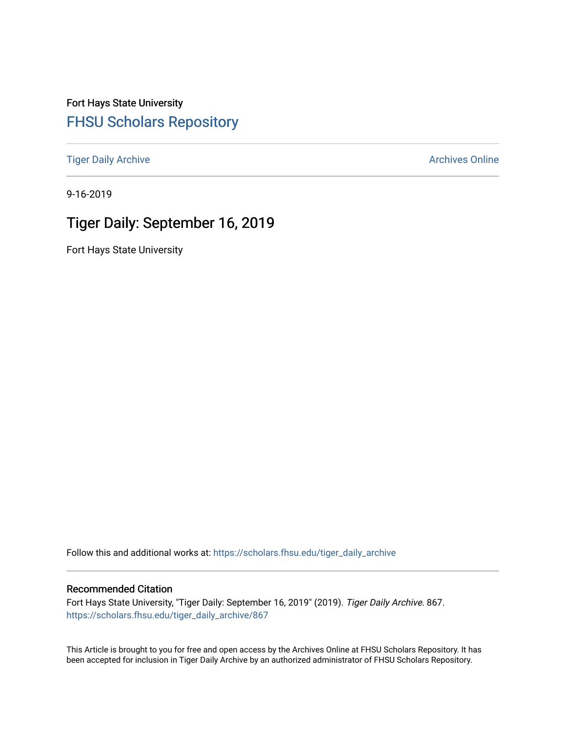Fort Hays State University

## FHSU Scholars Repository

Tiger Daily Archive

Archives Online

9-16-2019

# Tiger Daily: September 16, 2019

Fort Hays State University

Follow this and additional works at: https://scholars.fhsu.edu/tiger_daily_archive

### Recommended Citation

Fort Hays State University, "Tiger Daily: September 16, 2019" (2019). *Tiger Daily Archive*. 867.
https://scholars.fhsu.edu/tiger_daily_archive/867

This Article is brought to you for free and open access by the Archives Online at FHSU Scholars Repository. It has been accepted for inclusion in Tiger Daily Archive by an authorized administrator of FHSU Scholars Repository.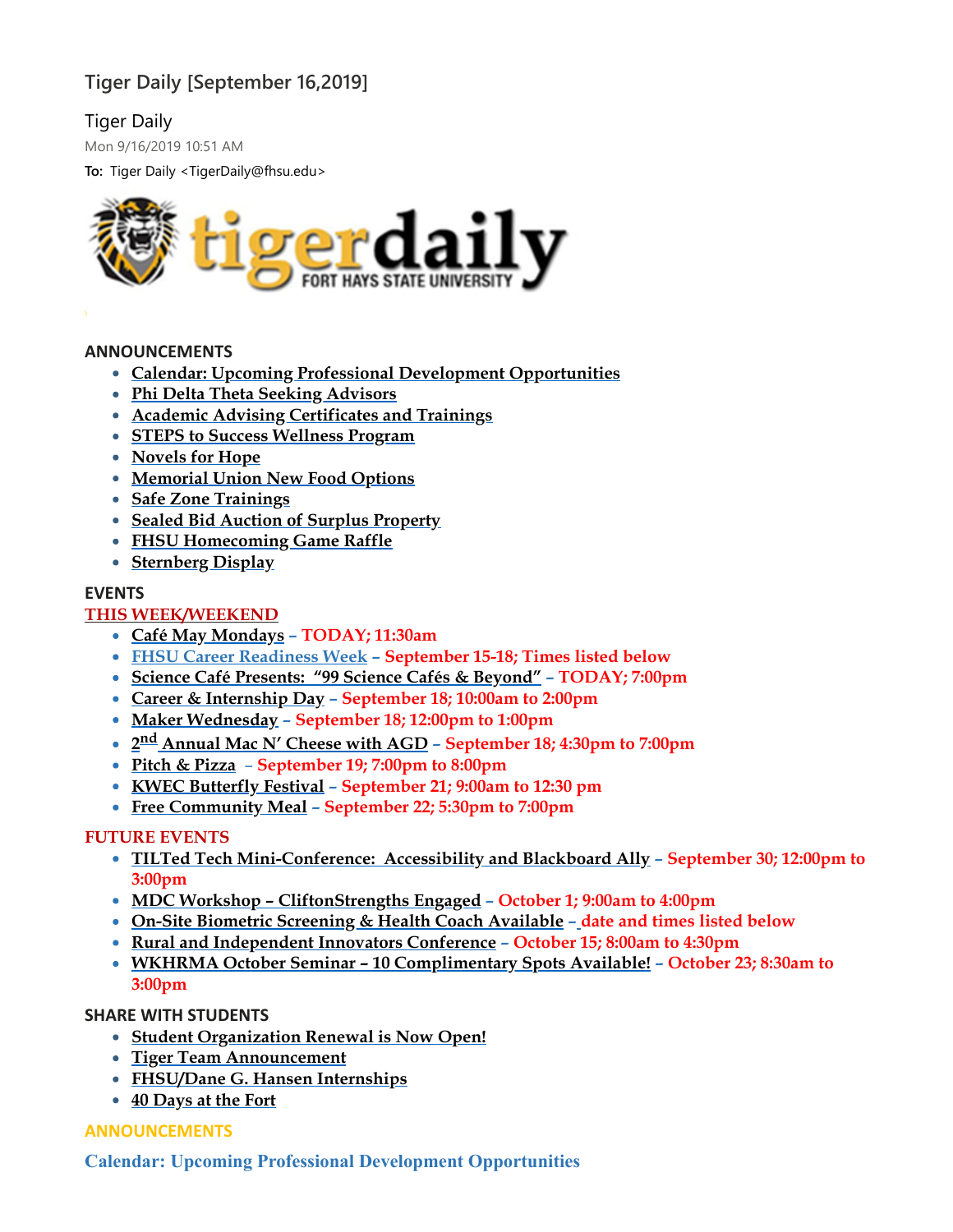## Tiger Daily [September 16,2019]

Tiger Daily

Mon 9/16/2019 10:51 AM

**To:** Tiger Daily <TigerDaily@fhsu.edu>

tigerdaily FORT HAYS STATE UNIVERSITY

### ANNOUNCEMENTS

- Calendar: Upcoming Professional Development Opportunities
- Phi Delta Theta Seeking Advisors
- Academic Advising Certificates and Trainings
- STEPS to Success Wellness Program
- Novels for Hope
- Memorial Union New Food Options
- Safe Zone Trainings
- Sealed Bid Auction of Surplus Property
- FHSU Homecoming Game Raffle
- Sternberg Display

### EVENTS

**THIS WEEK/WEEKEND**

- Café May Mondays – TODAY; 11:30am
- FHSU Career Readiness Week – September 15-18; Times listed below
- Science Café Presents: "99 Science Cafés & Beyond" – TODAY; 7:00pm
- Career & Internship Day – September 18; 10:00am to 2:00pm
- Maker Wednesday – September 18; 12:00pm to 1:00pm
- 2nd Annual Mac N' Cheese with AGD – September 18; 4:30pm to 7:00pm
- Pitch & Pizza – September 19; 7:00pm to 8:00pm
- KWEC Butterfly Festival – September 21; 9:00am to 12:30 pm
- Free Community Meal – September 22; 5:30pm to 7:00pm

**FUTURE EVENTS**

- TILTed Tech Mini-Conference: Accessibility and Blackboard Ally – September 30; 12:00pm to 3:00pm
- MDC Workshop – CliftonStrengths Engaged – October 1; 9:00am to 4:00pm
- On-Site Biometric Screening & Health Coach Available – date and times listed below
- Rural and Independent Innovators Conference – October 15; 8:00am to 4:30pm
- WKHRMA October Seminar – 10 Complimentary Spots Available! – October 23; 8:30am to 3:00pm

### SHARE WITH STUDENTS

- Student Organization Renewal is Now Open!
- Tiger Team Announcement
- FHSU/Dane G. Hansen Internships
- 40 Days at the Fort

### ANNOUNCEMENTS

**Calendar: Upcoming Professional Development Opportunities**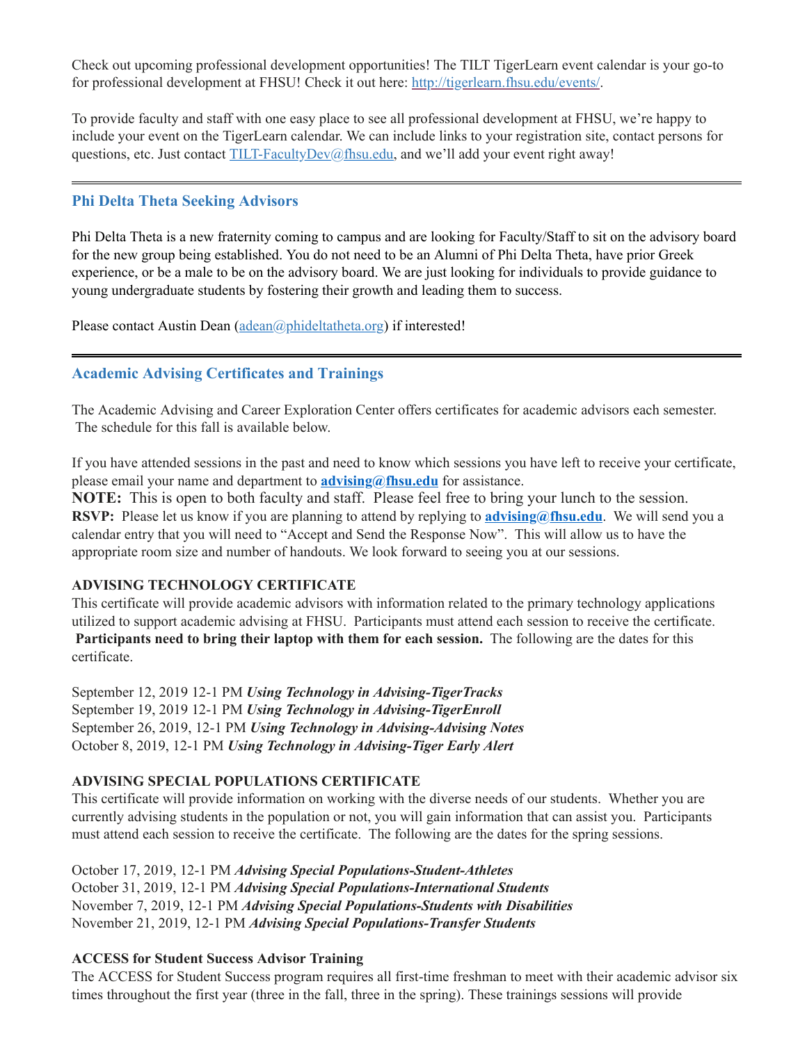Check out upcoming professional development opportunities! The TILT TigerLearn event calendar is your go-to for professional development at FHSU! Check it out here: http://tigerlearn.fhsu.edu/events/.

To provide faculty and staff with one easy place to see all professional development at FHSU, we're happy to include your event on the TigerLearn calendar. We can include links to your registration site, contact persons for questions, etc. Just contact TILT-FacultyDev@fhsu.edu, and we'll add your event right away!

---

## Phi Delta Theta Seeking Advisors

Phi Delta Theta is a new fraternity coming to campus and are looking for Faculty/Staff to sit on the advisory board for the new group being established. You do not need to be an Alumni of Phi Delta Theta, have prior Greek experience, or be a male to be on the advisory board. We are just looking for individuals to provide guidance to young undergraduate students by fostering their growth and leading them to success.

Please contact Austin Dean (adean@phideltatheta.org) if interested!

---

## Academic Advising Certificates and Trainings

The Academic Advising and Career Exploration Center offers certificates for academic advisors each semester. The schedule for this fall is available below.

If you have attended sessions in the past and need to know which sessions you have left to receive your certificate, please email your name and department to **advising@fhsu.edu** for assistance.

**NOTE:** This is open to both faculty and staff. Please feel free to bring your lunch to the session.

**RSVP:** Please let us know if you are planning to attend by replying to **advising@fhsu.edu**. We will send you a calendar entry that you will need to "Accept and Send the Response Now". This will allow us to have the appropriate room size and number of handouts. We look forward to seeing you at our sessions.

**ADVISING TECHNOLOGY CERTIFICATE**

This certificate will provide academic advisors with information related to the primary technology applications utilized to support academic advising at FHSU. Participants must attend each session to receive the certificate. **Participants need to bring their laptop with them for each session.** The following are the dates for this certificate.

September 12, 2019 12-1 PM ***Using Technology in Advising-TigerTracks***
September 19, 2019 12-1 PM ***Using Technology in Advising-TigerEnroll***
September 26, 2019, 12-1 PM ***Using Technology in Advising-Advising Notes***
October 8, 2019, 12-1 PM ***Using Technology in Advising-Tiger Early Alert***

**ADVISING SPECIAL POPULATIONS CERTIFICATE**

This certificate will provide information on working with the diverse needs of our students. Whether you are currently advising students in the population or not, you will gain information that can assist you. Participants must attend each session to receive the certificate. The following are the dates for the spring sessions.

October 17, 2019, 12-1 PM ***Advising Special Populations-Student-Athletes***
October 31, 2019, 12-1 PM ***Advising Special Populations-International Students***
November 7, 2019, 12-1 PM ***Advising Special Populations-Students with Disabilities***
November 21, 2019, 12-1 PM ***Advising Special Populations-Transfer Students***

**ACCESS for Student Success Advisor Training**

The ACCESS for Student Success program requires all first-time freshman to meet with their academic advisor six times throughout the first year (three in the fall, three in the spring). These trainings sessions will provide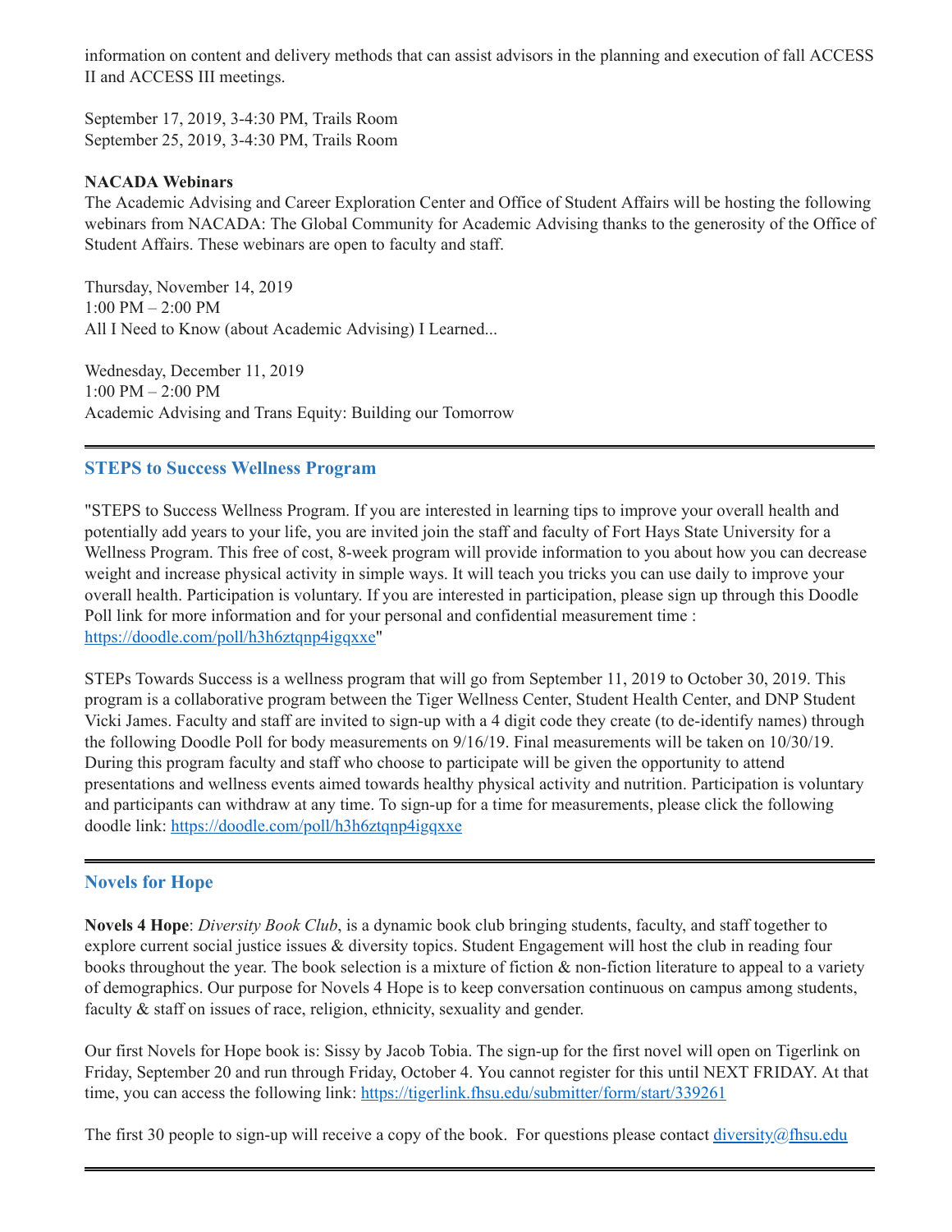information on content and delivery methods that can assist advisors in the planning and execution of fall ACCESS II and ACCESS III meetings.

September 17, 2019, 3-4:30 PM, Trails Room
September 25, 2019, 3-4:30 PM, Trails Room

**NACADA Webinars**
The Academic Advising and Career Exploration Center and Office of Student Affairs will be hosting the following webinars from NACADA: The Global Community for Academic Advising thanks to the generosity of the Office of Student Affairs. These webinars are open to faculty and staff.

Thursday, November 14, 2019
1:00 PM – 2:00 PM
All I Need to Know (about Academic Advising) I Learned...

Wednesday, December 11, 2019
1:00 PM – 2:00 PM
Academic Advising and Trans Equity: Building our Tomorrow

---

## STEPS to Success Wellness Program

"STEPS to Success Wellness Program. If you are interested in learning tips to improve your overall health and potentially add years to your life, you are invited join the staff and faculty of Fort Hays State University for a Wellness Program. This free of cost, 8-week program will provide information to you about how you can decrease weight and increase physical activity in simple ways. It will teach you tricks you can use daily to improve your overall health. Participation is voluntary. If you are interested in participation, please sign up through this Doodle Poll link for more information and for your personal and confidential measurement time : https://doodle.com/poll/h3h6ztqnp4igqxxe"

STEPs Towards Success is a wellness program that will go from September 11, 2019 to October 30, 2019. This program is a collaborative program between the Tiger Wellness Center, Student Health Center, and DNP Student Vicki James. Faculty and staff are invited to sign-up with a 4 digit code they create (to de-identify names) through the following Doodle Poll for body measurements on 9/16/19. Final measurements will be taken on 10/30/19. During this program faculty and staff who choose to participate will be given the opportunity to attend presentations and wellness events aimed towards healthy physical activity and nutrition. Participation is voluntary and participants can withdraw at any time. To sign-up for a time for measurements, please click the following doodle link: https://doodle.com/poll/h3h6ztqnp4igqxxe

---

## Novels for Hope

**Novels 4 Hope**: *Diversity Book Club*, is a dynamic book club bringing students, faculty, and staff together to explore current social justice issues & diversity topics. Student Engagement will host the club in reading four books throughout the year. The book selection is a mixture of fiction & non-fiction literature to appeal to a variety of demographics. Our purpose for Novels 4 Hope is to keep conversation continuous on campus among students, faculty & staff on issues of race, religion, ethnicity, sexuality and gender.

Our first Novels for Hope book is: Sissy by Jacob Tobia. The sign-up for the first novel will open on Tigerlink on Friday, September 20 and run through Friday, October 4. You cannot register for this until NEXT FRIDAY. At that time, you can access the following link: https://tigerlink.fhsu.edu/submitter/form/start/339261

The first 30 people to sign-up will receive a copy of the book. For questions please contact diversity@fhsu.edu

---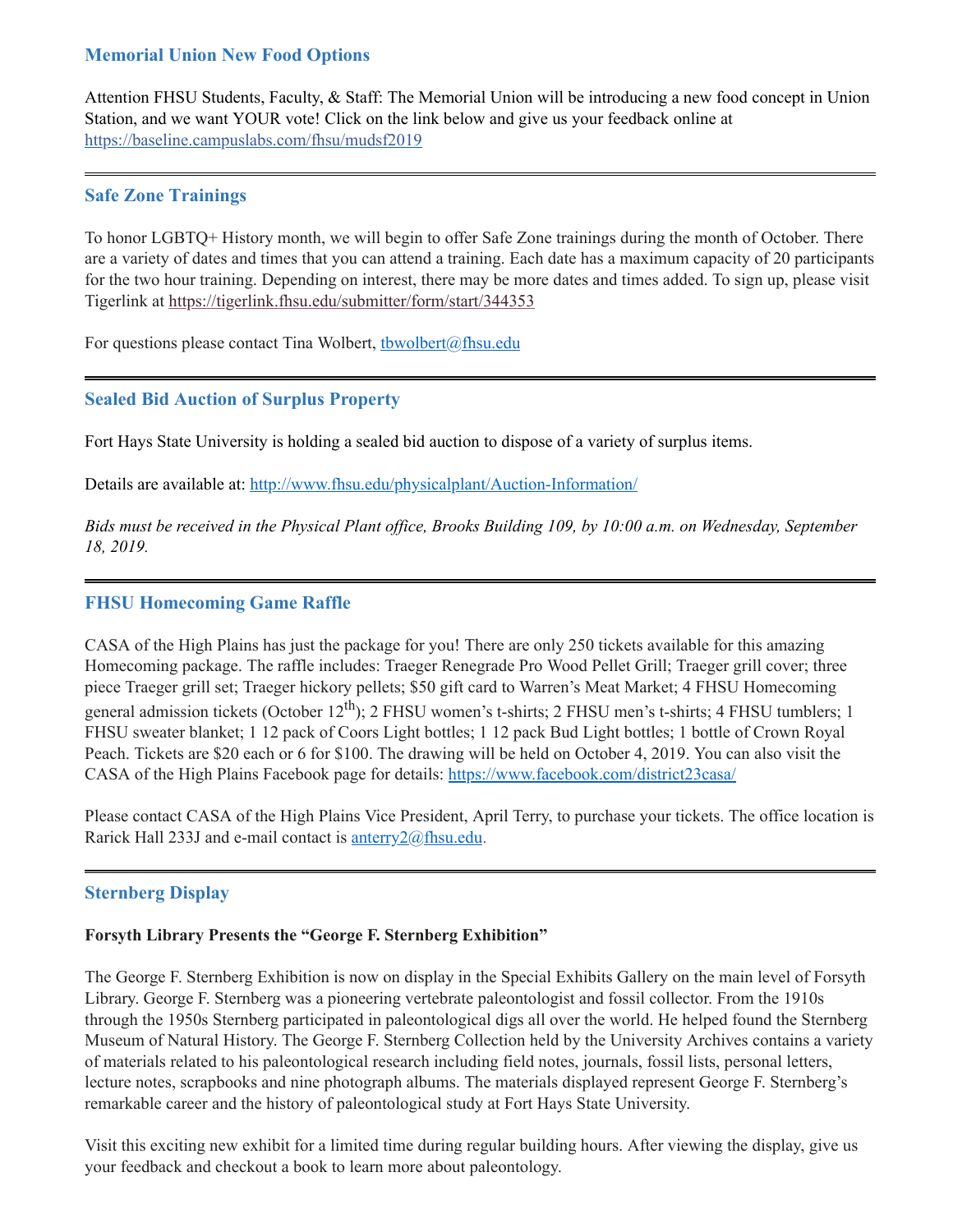## Memorial Union New Food Options

Attention FHSU Students, Faculty, & Staff: The Memorial Union will be introducing a new food concept in Union Station, and we want YOUR vote! Click on the link below and give us your feedback online at https://baseline.campuslabs.com/fhsu/mudsf2019

---

## Safe Zone Trainings

To honor LGBTQ+ History month, we will begin to offer Safe Zone trainings during the month of October. There are a variety of dates and times that you can attend a training. Each date has a maximum capacity of 20 participants for the two hour training. Depending on interest, there may be more dates and times added. To sign up, please visit Tigerlink at https://tigerlink.fhsu.edu/submitter/form/start/344353

For questions please contact Tina Wolbert, tbwolbert@fhsu.edu

---

## Sealed Bid Auction of Surplus Property

Fort Hays State University is holding a sealed bid auction to dispose of a variety of surplus items.

Details are available at: http://www.fhsu.edu/physicalplant/Auction-Information/

*Bids must be received in the Physical Plant office, Brooks Building 109, by 10:00 a.m. on Wednesday, September 18, 2019.*

---

## FHSU Homecoming Game Raffle

CASA of the High Plains has just the package for you! There are only 250 tickets available for this amazing Homecoming package. The raffle includes: Traeger Renegade Pro Wood Pellet Grill; Traeger grill cover; three piece Traeger grill set; Traeger hickory pellets; $50 gift card to Warren's Meat Market; 4 FHSU Homecoming general admission tickets (October 12th); 2 FHSU women's t-shirts; 2 FHSU men's t-shirts; 4 FHSU tumblers; 1 FHSU sweater blanket; 1 12 pack of Coors Light bottles; 1 12 pack Bud Light bottles; 1 bottle of Crown Royal Peach. Tickets are $20 each or 6 for $100. The drawing will be held on October 4, 2019. You can also visit the CASA of the High Plains Facebook page for details: https://www.facebook.com/district23casa/

Please contact CASA of the High Plains Vice President, April Terry, to purchase your tickets. The office location is Rarick Hall 233J and e-mail contact is anterry2@fhsu.edu.

---

## Sternberg Display

**Forsyth Library Presents the "George F. Sternberg Exhibition"**

The George F. Sternberg Exhibition is now on display in the Special Exhibits Gallery on the main level of Forsyth Library. George F. Sternberg was a pioneering vertebrate paleontologist and fossil collector. From the 1910s through the 1950s Sternberg participated in paleontological digs all over the world. He helped found the Sternberg Museum of Natural History. The George F. Sternberg Collection held by the University Archives contains a variety of materials related to his paleontological research including field notes, journals, fossil lists, personal letters, lecture notes, scrapbooks and nine photograph albums. The materials displayed represent George F. Sternberg's remarkable career and the history of paleontological study at Fort Hays State University.

Visit this exciting new exhibit for a limited time during regular building hours. After viewing the display, give us your feedback and checkout a book to learn more about paleontology.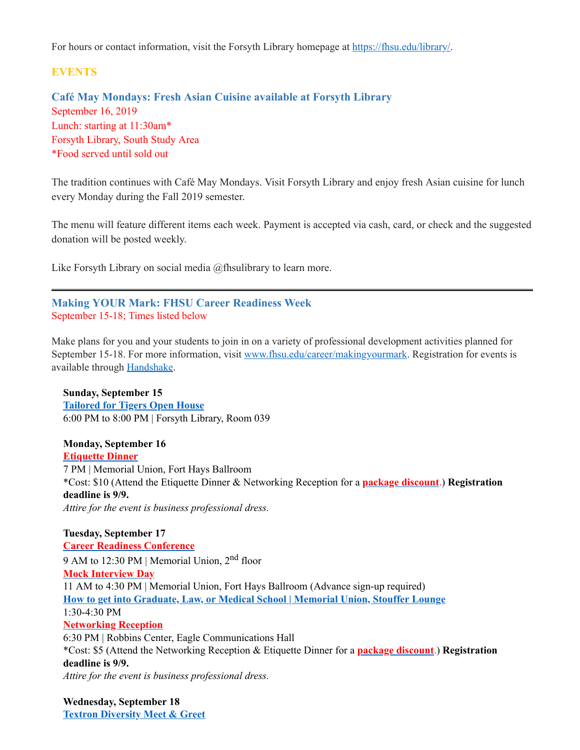For hours or contact information, visit the Forsyth Library homepage at https://fhsu.edu/library/.

## EVENTS

### Café May Mondays: Fresh Asian Cuisine available at Forsyth Library

September 16, 2019
Lunch: starting at 11:30am*
Forsyth Library, South Study Area
*Food served until sold out

The tradition continues with Café May Mondays. Visit Forsyth Library and enjoy fresh Asian cuisine for lunch every Monday during the Fall 2019 semester.

The menu will feature different items each week. Payment is accepted via cash, card, or check and the suggested donation will be posted weekly.

Like Forsyth Library on social media @fhsulibrary to learn more.

---

### Making YOUR Mark: FHSU Career Readiness Week

September 15-18; Times listed below

Make plans for you and your students to join in on a variety of professional development activities planned for September 15-18. For more information, visit www.fhsu.edu/career/makingyourmark. Registration for events is available through Handshake.

**Sunday, September 15**
**Tailored for Tigers Open House**
6:00 PM to 8:00 PM | Forsyth Library, Room 039

**Monday, September 16**
**Etiquette Dinner**
7 PM | Memorial Union, Fort Hays Ballroom
*Cost: $10 (Attend the Etiquette Dinner & Networking Reception for a **package discount**.) **Registration deadline is 9/9.**
*Attire for the event is business professional dress.*

**Tuesday, September 17**
**Career Readiness Conference**
9 AM to 12:30 PM | Memorial Union, 2nd floor
**Mock Interview Day**
11 AM to 4:30 PM | Memorial Union, Fort Hays Ballroom (Advance sign-up required)
**How to get into Graduate, Law, or Medical School | Memorial Union, Stouffer Lounge**
1:30-4:30 PM
**Networking Reception**
6:30 PM | Robbins Center, Eagle Communications Hall
*Cost: $5 (Attend the Networking Reception & Etiquette Dinner for a **package discount**.) **Registration deadline is 9/9.**
*Attire for the event is business professional dress.*

**Wednesday, September 18**
**Textron Diversity Meet & Greet**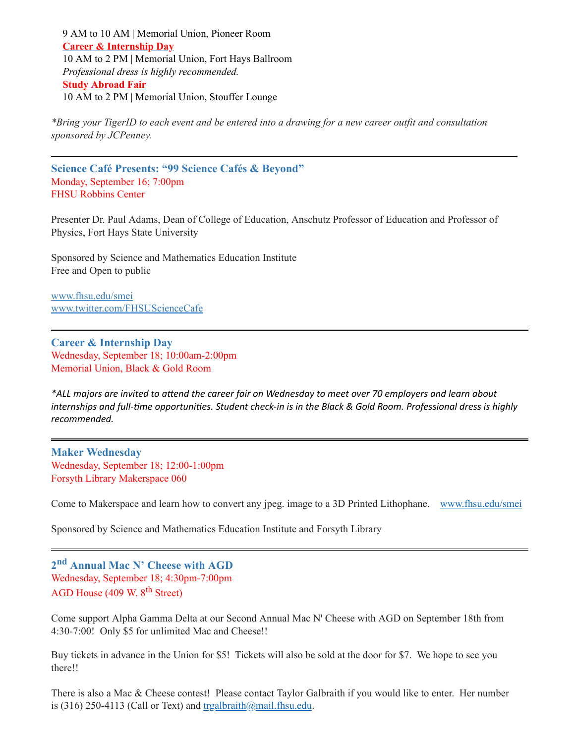9 AM to 10 AM | Memorial Union, Pioneer Room

**Career & Internship Day**

10 AM to 2 PM | Memorial Union, Fort Hays Ballroom

*Professional dress is highly recommended.*

**Study Abroad Fair**

10 AM to 2 PM | Memorial Union, Stouffer Lounge

*\*Bring your TigerID to each event and be entered into a drawing for a new career outfit and consultation sponsored by JCPenney.*

---

### Science Café Presents: "99 Science Cafés & Beyond"

Monday, September 16; 7:00pm
FHSU Robbins Center

Presenter Dr. Paul Adams, Dean of College of Education, Anschutz Professor of Education and Professor of Physics, Fort Hays State University

Sponsored by Science and Mathematics Education Institute
Free and Open to public

www.fhsu.edu/smei
www.twitter.com/FHSUScienceCafe

---

### Career & Internship Day

Wednesday, September 18; 10:00am-2:00pm
Memorial Union, Black & Gold Room

*\*ALL majors are invited to attend the career fair on Wednesday to meet over 70 employers and learn about internships and full-time opportunities. Student check-in is in the Black & Gold Room. Professional dress is highly recommended.*

---

### Maker Wednesday

Wednesday, September 18; 12:00-1:00pm
Forsyth Library Makerspace 060

Come to Makerspace and learn how to convert any jpeg. image to a 3D Printed Lithophane. www.fhsu.edu/smei

Sponsored by Science and Mathematics Education Institute and Forsyth Library

---

### 2nd Annual Mac N' Cheese with AGD

Wednesday, September 18; 4:30pm-7:00pm
AGD House (409 W. 8th Street)

Come support Alpha Gamma Delta at our Second Annual Mac N' Cheese with AGD on September 18th from 4:30-7:00! Only $5 for unlimited Mac and Cheese!!

Buy tickets in advance in the Union for $5! Tickets will also be sold at the door for $7. We hope to see you there!!

There is also a Mac & Cheese contest! Please contact Taylor Galbraith if you would like to enter. Her number is (316) 250-4113 (Call or Text) and trgalbraith@mail.fhsu.edu.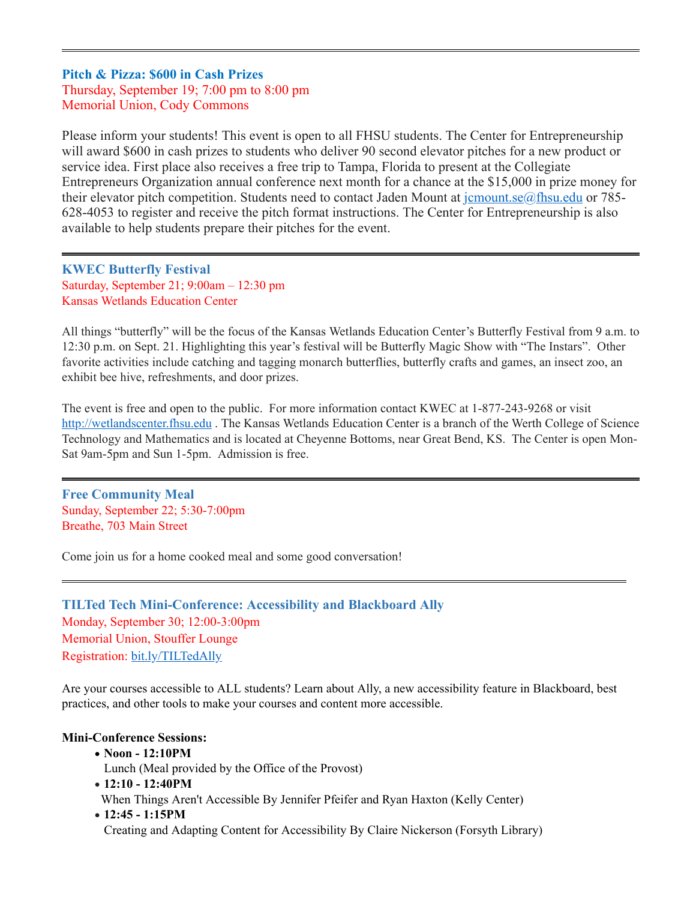---

### Pitch & Pizza: $600 in Cash Prizes

Thursday, September 19; 7:00 pm to 8:00 pm
Memorial Union, Cody Commons

Please inform your students! This event is open to all FHSU students. The Center for Entrepreneurship will award $600 in cash prizes to students who deliver 90 second elevator pitches for a new product or service idea. First place also receives a free trip to Tampa, Florida to present at the Collegiate Entrepreneurs Organization annual conference next month for a chance at the $15,000 in prize money for their elevator pitch competition. Students need to contact Jaden Mount at [jcmount.se@fhsu.edu](mailto:jcmount.se@fhsu.edu) or 785-628-4053 to register and receive the pitch format instructions. The Center for Entrepreneurship is also available to help students prepare their pitches for the event.

---

### KWEC Butterfly Festival

Saturday, September 21; 9:00am – 12:30 pm
Kansas Wetlands Education Center

All things "butterfly" will be the focus of the Kansas Wetlands Education Center's Butterfly Festival from 9 a.m. to 12:30 p.m. on Sept. 21. Highlighting this year's festival will be Butterfly Magic Show with "The Instars". Other favorite activities include catching and tagging monarch butterflies, butterfly crafts and games, an insect zoo, an exhibit bee hive, refreshments, and door prizes.

The event is free and open to the public. For more information contact KWEC at 1-877-243-9268 or visit [http://wetlandscenter.fhsu.edu](http://wetlandscenter.fhsu.edu) . The Kansas Wetlands Education Center is a branch of the Werth College of Science Technology and Mathematics and is located at Cheyenne Bottoms, near Great Bend, KS. The Center is open Mon-Sat 9am-5pm and Sun 1-5pm. Admission is free.

---

### Free Community Meal

Sunday, September 22; 5:30-7:00pm
Breathe, 703 Main Street

Come join us for a home cooked meal and some good conversation!

---

### TILTed Tech Mini-Conference: Accessibility and Blackboard Ally

Monday, September 30; 12:00-3:00pm
Memorial Union, Stouffer Lounge
Registration: [bit.ly/TILTedAlly](http://bit.ly/TILTedAlly)

Are your courses accessible to ALL students? Learn about Ally, a new accessibility feature in Blackboard, best practices, and other tools to make your courses and content more accessible.

**Mini-Conference Sessions:**

- **Noon - 12:10PM**
  Lunch (Meal provided by the Office of the Provost)
- **12:10 - 12:40PM**
  When Things Aren't Accessible By Jennifer Pfeifer and Ryan Haxton (Kelly Center)
- **12:45 - 1:15PM**
  Creating and Adapting Content for Accessibility By Claire Nickerson (Forsyth Library)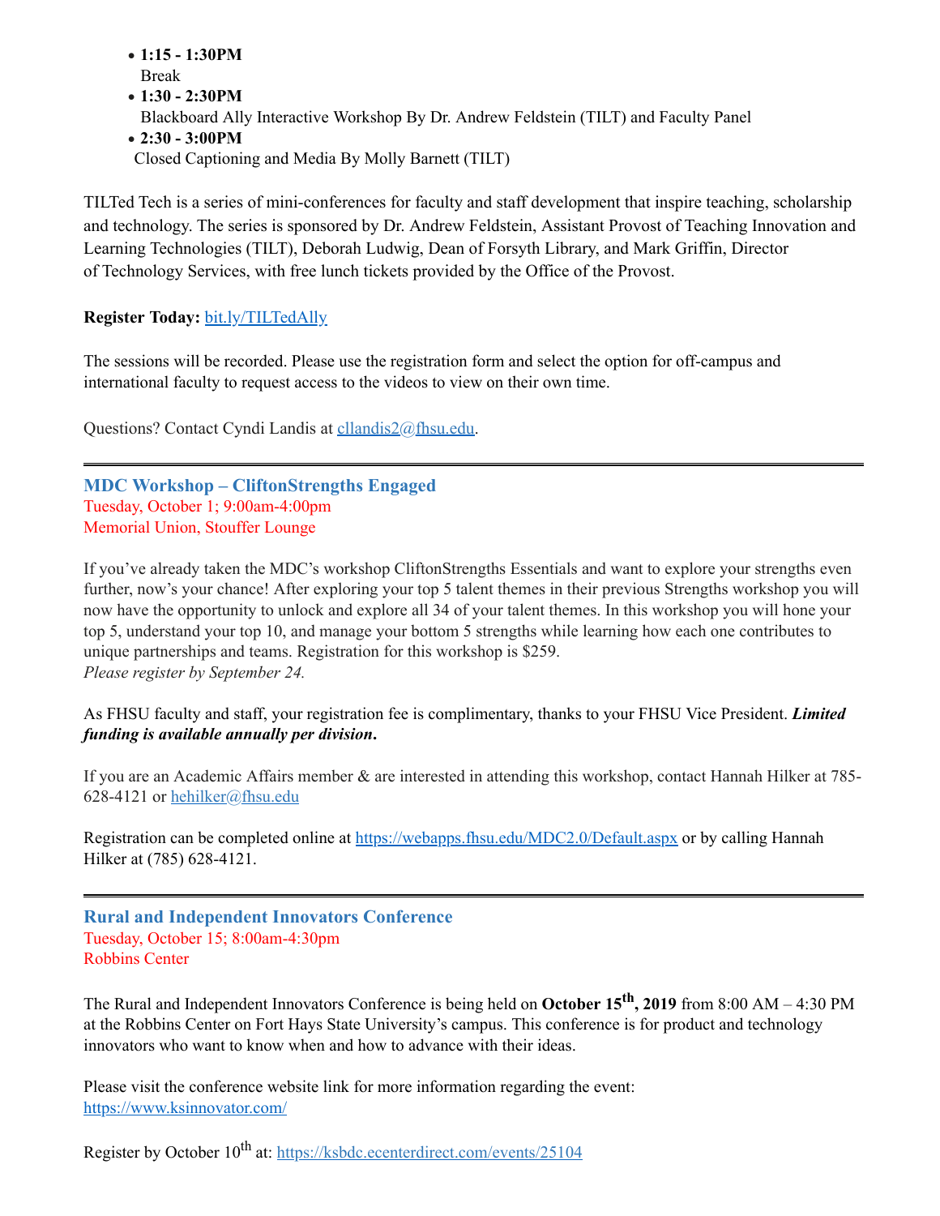- **1:15 - 1:30PM**
  Break
- **1:30 - 2:30PM**
  Blackboard Ally Interactive Workshop By Dr. Andrew Feldstein (TILT) and Faculty Panel
- **2:30 - 3:00PM**
  Closed Captioning and Media By Molly Barnett (TILT)

TILTed Tech is a series of mini-conferences for faculty and staff development that inspire teaching, scholarship and technology. The series is sponsored by Dr. Andrew Feldstein, Assistant Provost of Teaching Innovation and Learning Technologies (TILT), Deborah Ludwig, Dean of Forsyth Library, and Mark Griffin, Director of Technology Services, with free lunch tickets provided by the Office of the Provost.

**Register Today:** bit.ly/TILTedAlly

The sessions will be recorded. Please use the registration form and select the option for off-campus and international faculty to request access to the videos to view on their own time.

Questions? Contact Cyndi Landis at cllandis2@fhsu.edu.

---

## MDC Workshop – CliftonStrengths Engaged

Tuesday, October 1; 9:00am-4:00pm
Memorial Union, Stouffer Lounge

If you've already taken the MDC's workshop CliftonStrengths Essentials and want to explore your strengths even further, now's your chance! After exploring your top 5 talent themes in their previous Strengths workshop you will now have the opportunity to unlock and explore all 34 of your talent themes. In this workshop you will hone your top 5, understand your top 10, and manage your bottom 5 strengths while learning how each one contributes to unique partnerships and teams. Registration for this workshop is $259.
*Please register by September 24.*

As FHSU faculty and staff, your registration fee is complimentary, thanks to your FHSU Vice President. ***Limited funding is available annually per division*.**

If you are an Academic Affairs member & are interested in attending this workshop, contact Hannah Hilker at 785-628-4121 or hehilker@fhsu.edu

Registration can be completed online at https://webapps.fhsu.edu/MDC2.0/Default.aspx or by calling Hannah Hilker at (785) 628-4121.

---

## Rural and Independent Innovators Conference

Tuesday, October 15; 8:00am-4:30pm
Robbins Center

The Rural and Independent Innovators Conference is being held on **October 15th, 2019** from 8:00 AM – 4:30 PM at the Robbins Center on Fort Hays State University's campus. This conference is for product and technology innovators who want to know when and how to advance with their ideas.

Please visit the conference website link for more information regarding the event:
https://www.ksinnovator.com/

Register by October 10th at: https://ksbdc.ecenterdirect.com/events/25104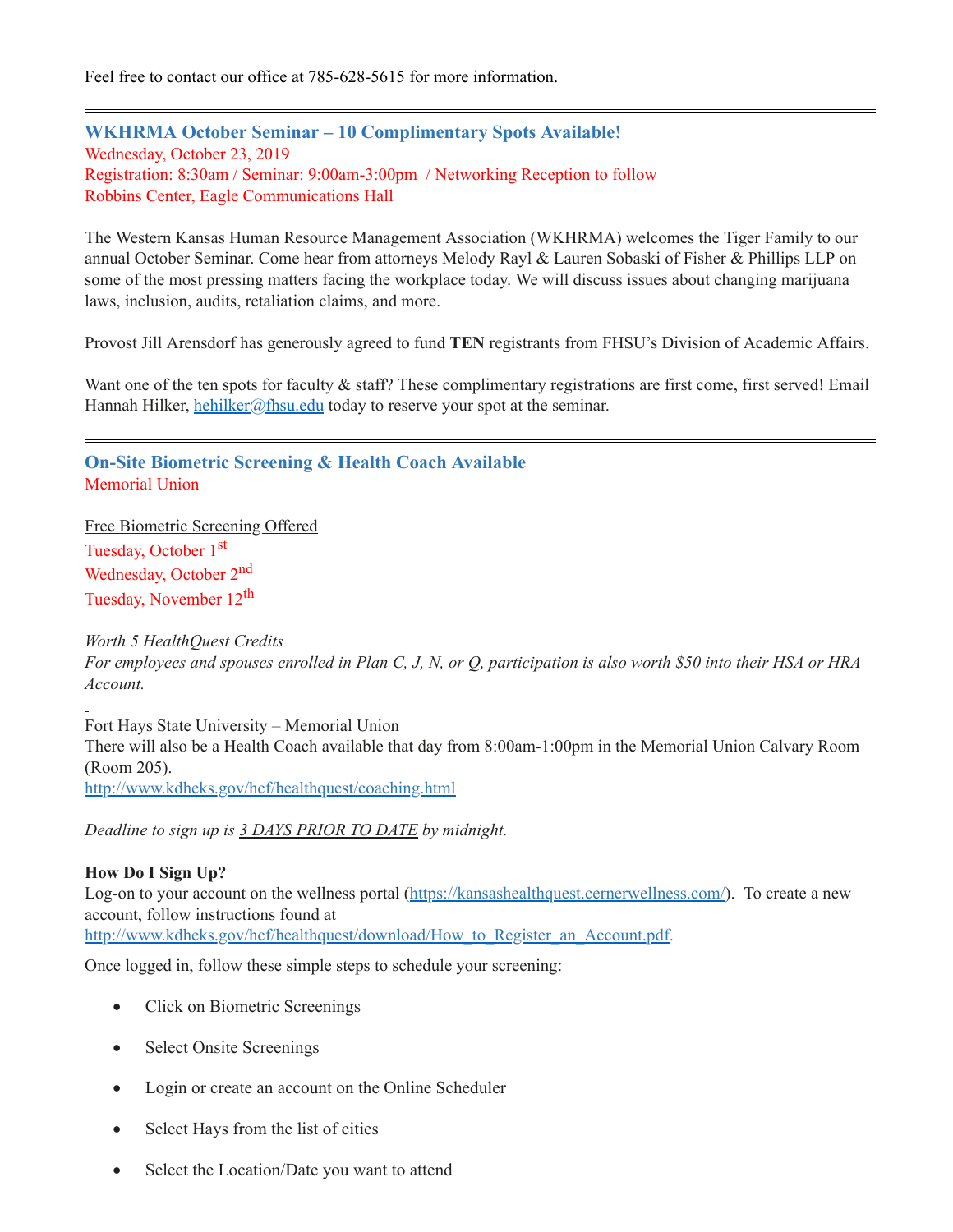Feel free to contact our office at 785-628-5615 for more information.

---

## WKHRMA October Seminar – 10 Complimentary Spots Available!

Wednesday, October 23, 2019
Registration: 8:30am / Seminar: 9:00am-3:00pm / Networking Reception to follow
Robbins Center, Eagle Communications Hall

The Western Kansas Human Resource Management Association (WKHRMA) welcomes the Tiger Family to our annual October Seminar. Come hear from attorneys Melody Rayl & Lauren Sobaski of Fisher & Phillips LLP on some of the most pressing matters facing the workplace today. We will discuss issues about changing marijuana laws, inclusion, audits, retaliation claims, and more.

Provost Jill Arensdorf has generously agreed to fund **TEN** registrants from FHSU's Division of Academic Affairs.

Want one of the ten spots for faculty & staff? These complimentary registrations are first come, first served! Email Hannah Hilker, [hehilker@fhsu.edu](mailto:hehilker@fhsu.edu) today to reserve your spot at the seminar.

---

## On-Site Biometric Screening & Health Coach Available

Memorial Union

Free Biometric Screening Offered
Tuesday, October 1st
Wednesday, October 2nd
Tuesday, November 12th

*Worth 5 HealthQuest Credits*
*For employees and spouses enrolled in Plan C, J, N, or Q, participation is also worth $50 into their HSA or HRA Account.*

Fort Hays State University – Memorial Union
There will also be a Health Coach available that day from 8:00am-1:00pm in the Memorial Union Calvary Room (Room 205).
[http://www.kdheks.gov/hcf/healthquest/coaching.html](http://www.kdheks.gov/hcf/healthquest/coaching.html)

*Deadline to sign up is 3 DAYS PRIOR TO DATE by midnight.*

**How Do I Sign Up?**
Log-on to your account on the wellness portal ([https://kansashealthquest.cernerwellness.com/](https://kansashealthquest.cernerwellness.com/)). To create a new account, follow instructions found at [http://www.kdheks.gov/hcf/healthquest/download/How_to_Register_an_Account.pdf](http://www.kdheks.gov/hcf/healthquest/download/How_to_Register_an_Account.pdf).

Once logged in, follow these simple steps to schedule your screening:

- Click on Biometric Screenings
- Select Onsite Screenings
- Login or create an account on the Online Scheduler
- Select Hays from the list of cities
- Select the Location/Date you want to attend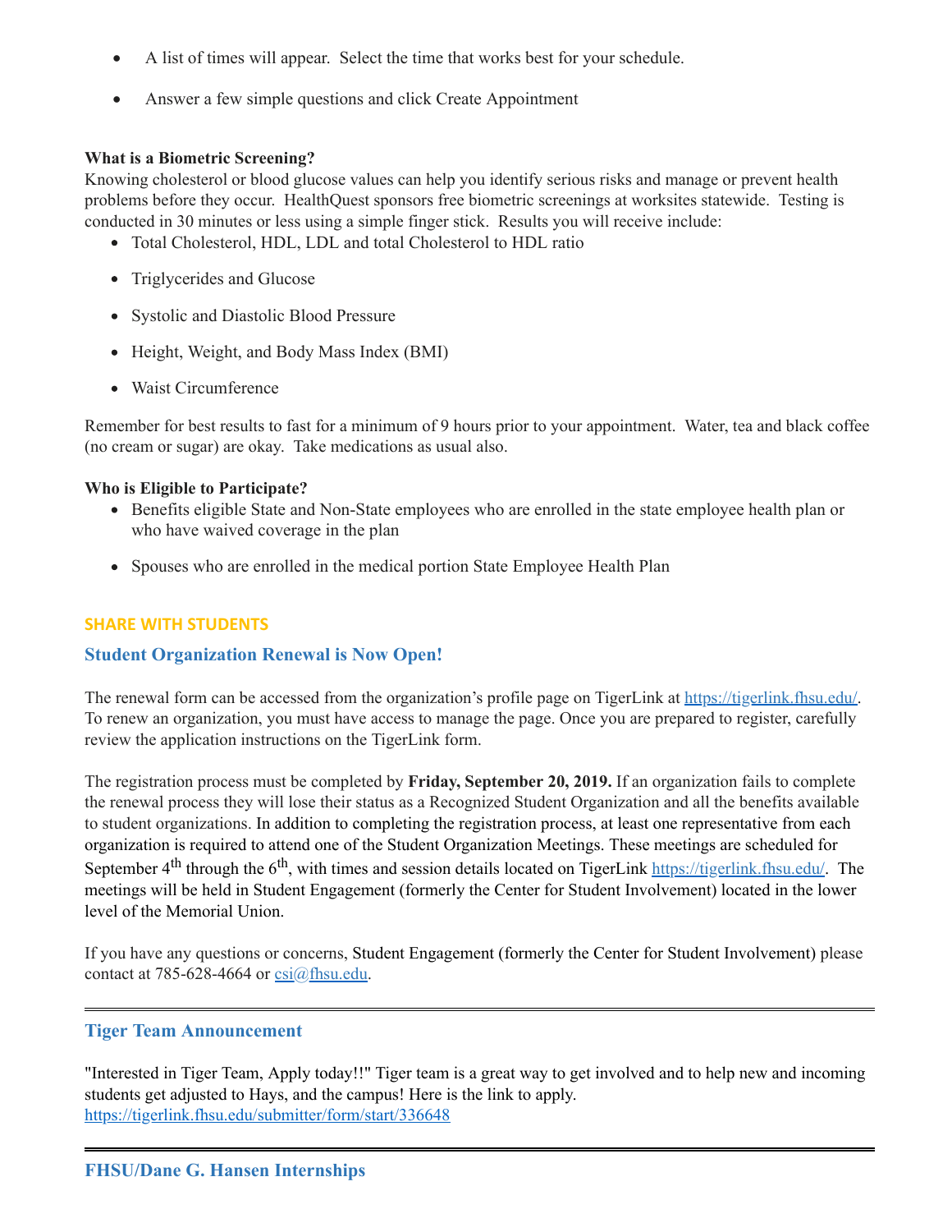- A list of times will appear. Select the time that works best for your schedule.
- Answer a few simple questions and click Create Appointment

**What is a Biometric Screening?**

Knowing cholesterol or blood glucose values can help you identify serious risks and manage or prevent health problems before they occur. HealthQuest sponsors free biometric screenings at worksites statewide. Testing is conducted in 30 minutes or less using a simple finger stick. Results you will receive include:

- Total Cholesterol, HDL, LDL and total Cholesterol to HDL ratio
- Triglycerides and Glucose
- Systolic and Diastolic Blood Pressure
- Height, Weight, and Body Mass Index (BMI)
- Waist Circumference

Remember for best results to fast for a minimum of 9 hours prior to your appointment. Water, tea and black coffee (no cream or sugar) are okay. Take medications as usual also.

**Who is Eligible to Participate?**

- Benefits eligible State and Non-State employees who are enrolled in the state employee health plan or who have waived coverage in the plan
- Spouses who are enrolled in the medical portion State Employee Health Plan

## SHARE WITH STUDENTS

### Student Organization Renewal is Now Open!

The renewal form can be accessed from the organization's profile page on TigerLink at https://tigerlink.fhsu.edu/. To renew an organization, you must have access to manage the page. Once you are prepared to register, carefully review the application instructions on the TigerLink form.

The registration process must be completed by **Friday, September 20, 2019.** If an organization fails to complete the renewal process they will lose their status as a Recognized Student Organization and all the benefits available to student organizations. In addition to completing the registration process, at least one representative from each organization is required to attend one of the Student Organization Meetings. These meetings are scheduled for September 4th through the 6th, with times and session details located on TigerLink https://tigerlink.fhsu.edu/. The meetings will be held in Student Engagement (formerly the Center for Student Involvement) located in the lower level of the Memorial Union.

If you have any questions or concerns, Student Engagement (formerly the Center for Student Involvement) please contact at 785-628-4664 or csi@fhsu.edu.

---

### Tiger Team Announcement

"Interested in Tiger Team, Apply today!!" Tiger team is a great way to get involved and to help new and incoming students get adjusted to Hays, and the campus! Here is the link to apply. https://tigerlink.fhsu.edu/submitter/form/start/336648

---

### FHSU/Dane G. Hansen Internships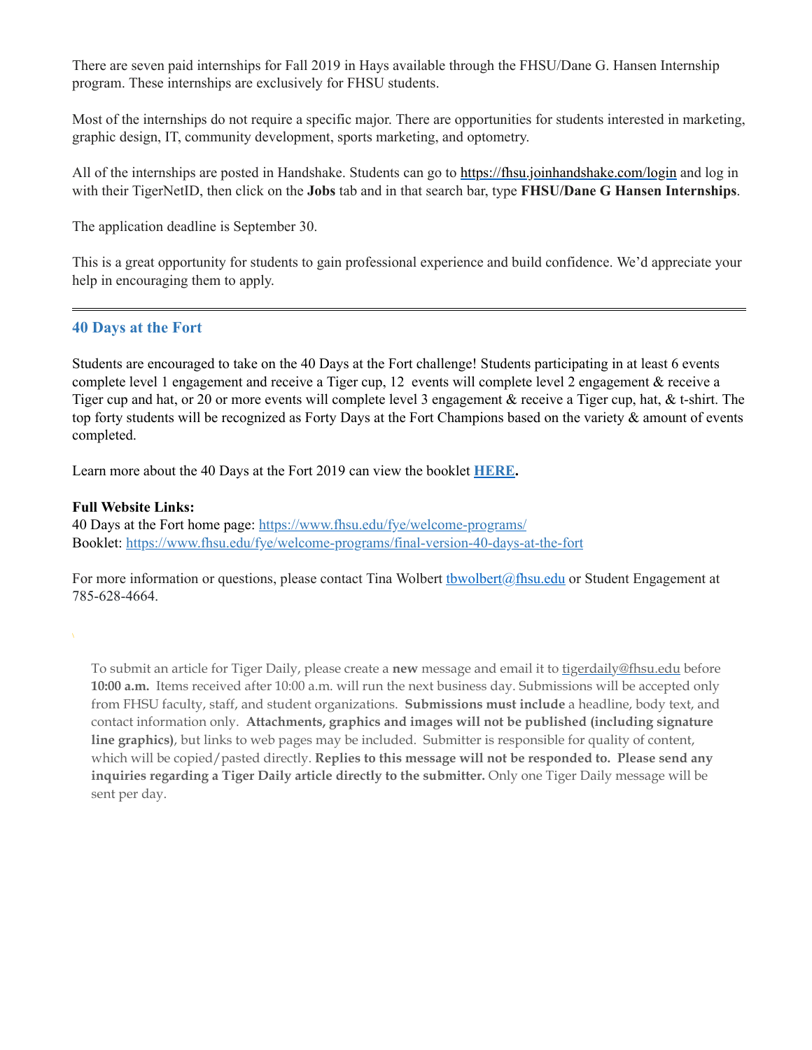There are seven paid internships for Fall 2019 in Hays available through the FHSU/Dane G. Hansen Internship program. These internships are exclusively for FHSU students.

Most of the internships do not require a specific major. There are opportunities for students interested in marketing, graphic design, IT, community development, sports marketing, and optometry.

All of the internships are posted in Handshake. Students can go to https://fhsu.joinhandshake.com/login and log in with their TigerNetID, then click on the **Jobs** tab and in that search bar, type **FHSU/Dane G Hansen Internships**.

The application deadline is September 30.

This is a great opportunity for students to gain professional experience and build confidence. We'd appreciate your help in encouraging them to apply.

---

### 40 Days at the Fort

Students are encouraged to take on the 40 Days at the Fort challenge! Students participating in at least 6 events complete level 1 engagement and receive a Tiger cup, 12 events will complete level 2 engagement & receive a Tiger cup and hat, or 20 or more events will complete level 3 engagement & receive a Tiger cup, hat, & t-shirt. The top forty students will be recognized as Forty Days at the Fort Champions based on the variety & amount of events completed.

Learn more about the 40 Days at the Fort 2019 can view the booklet **HERE.**

**Full Website Links:**
40 Days at the Fort home page: https://www.fhsu.edu/fye/welcome-programs/
Booklet: https://www.fhsu.edu/fye/welcome-programs/final-version-40-days-at-the-fort

For more information or questions, please contact Tina Wolbert tbwolbert@fhsu.edu or Student Engagement at 785-628-4664.

To submit an article for Tiger Daily, please create a **new** message and email it to tigerdaily@fhsu.edu before **10:00 a.m.** Items received after 10:00 a.m. will run the next business day. Submissions will be accepted only from FHSU faculty, staff, and student organizations. **Submissions must include** a headline, body text, and contact information only. **Attachments, graphics and images will not be published (including signature line graphics)**, but links to web pages may be included. Submitter is responsible for quality of content, which will be copied/pasted directly. **Replies to this message will not be responded to. Please send any inquiries regarding a Tiger Daily article directly to the submitter.** Only one Tiger Daily message will be sent per day.